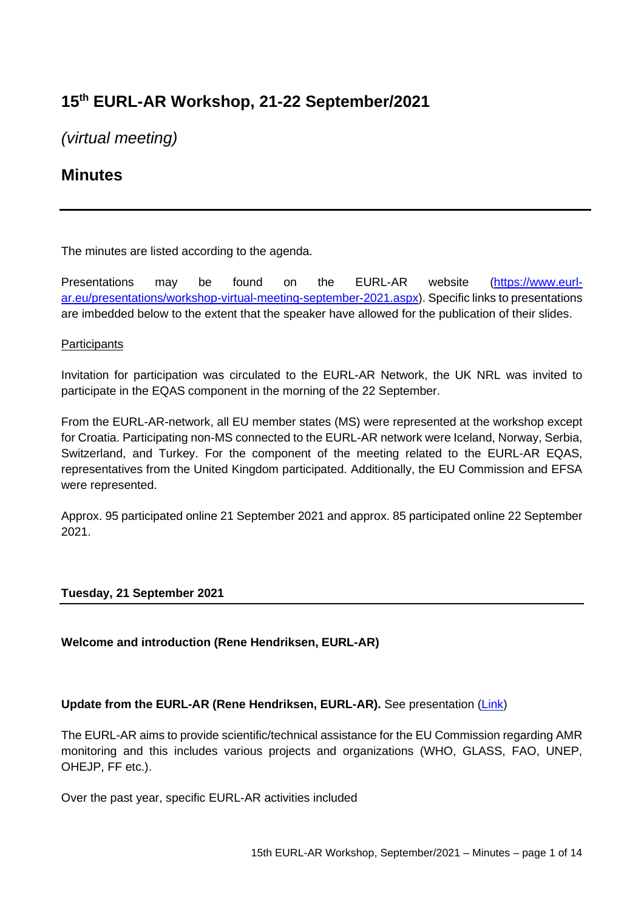# 15th EURL-AR Workshop, 21-22 September/2021

*(virtual meeting)*

## Minutes

---

The minutes are listed according to the agenda.

Presentations may be found on the EURL-AR website (https://www.eurl-ar.eu/presentations/workshop-virtual-meeting-september-2021.aspx). Specific links to presentations are imbedded below to the extent that the speaker have allowed for the publication of their slides.

Participants

Invitation for participation was circulated to the EURL-AR Network, the UK NRL was invited to participate in the EQAS component in the morning of the 22 September.

From the EURL-AR-network, all EU member states (MS) were represented at the workshop except for Croatia. Participating non-MS connected to the EURL-AR network were Iceland, Norway, Serbia, Switzerland, and Turkey. For the component of the meeting related to the EURL-AR EQAS, representatives from the United Kingdom participated. Additionally, the EU Commission and EFSA were represented.

Approx. 95 participated online 21 September 2021 and approx. 85 participated online 22 September 2021.

**Tuesday, 21 September 2021**

---

**Welcome and introduction (Rene Hendriksen, EURL-AR)**

**Update from the EURL-AR (Rene Hendriksen, EURL-AR).** See presentation (Link)

The EURL-AR aims to provide scientific/technical assistance for the EU Commission regarding AMR monitoring and this includes various projects and organizations (WHO, GLASS, FAO, UNEP, OHEJP, FF etc.).

Over the past year, specific EURL-AR activities included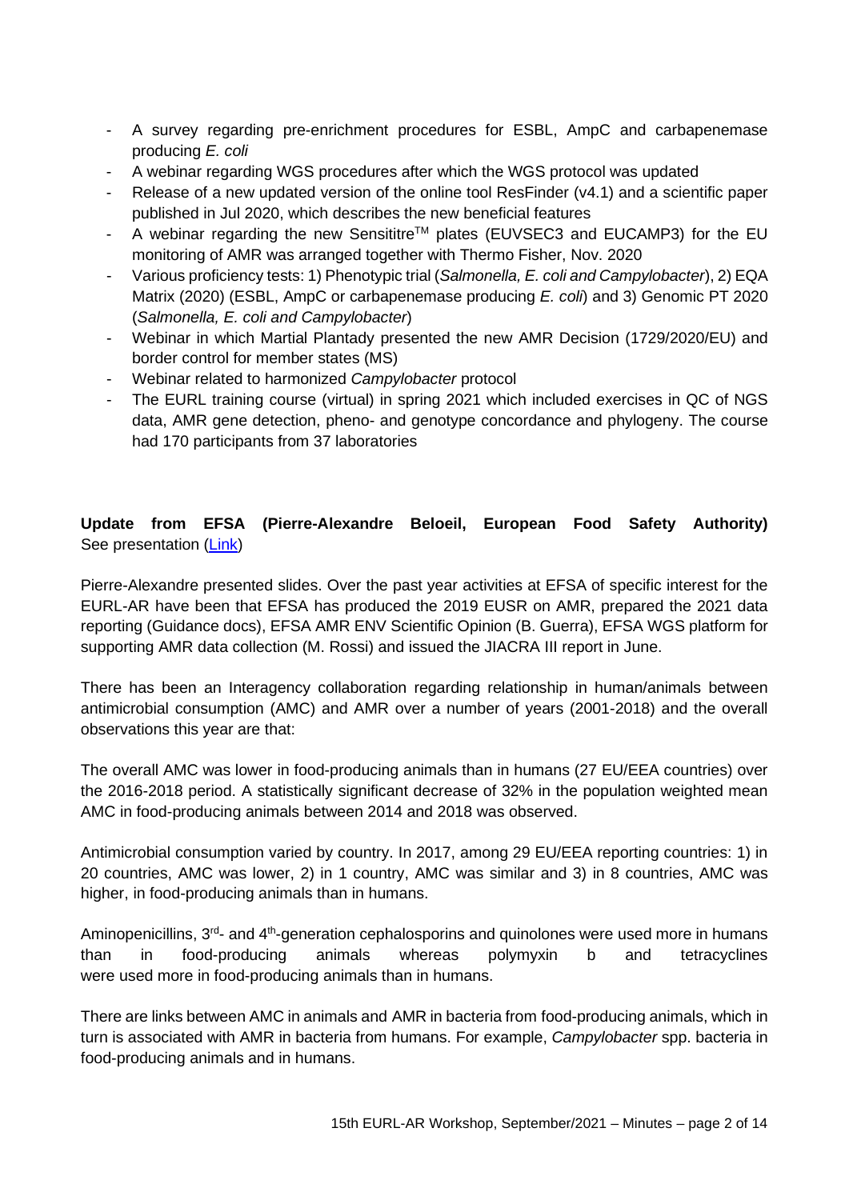- A survey regarding pre-enrichment procedures for ESBL, AmpC and carbapenemase producing *E. coli*
- A webinar regarding WGS procedures after which the WGS protocol was updated
- Release of a new updated version of the online tool ResFinder (v4.1) and a scientific paper published in Jul 2020, which describes the new beneficial features
- A webinar regarding the new Sensititre™ plates (EUVSEC3 and EUCAMP3) for the EU monitoring of AMR was arranged together with Thermo Fisher, Nov. 2020
- Various proficiency tests: 1) Phenotypic trial (*Salmonella, E. coli and Campylobacter*), 2) EQA Matrix (2020) (ESBL, AmpC or carbapenemase producing *E. coli*) and 3) Genomic PT 2020 (*Salmonella, E. coli and Campylobacter*)
- Webinar in which Martial Plantady presented the new AMR Decision (1729/2020/EU) and border control for member states (MS)
- Webinar related to harmonized *Campylobacter* protocol
- The EURL training course (virtual) in spring 2021 which included exercises in QC of NGS data, AMR gene detection, pheno- and genotype concordance and phylogeny. The course had 170 participants from 37 laboratories

**Update from EFSA (Pierre-Alexandre Beloeil, European Food Safety Authority)**
See presentation ([Link](Link))

Pierre-Alexandre presented slides. Over the past year activities at EFSA of specific interest for the EURL-AR have been that EFSA has produced the 2019 EUSR on AMR, prepared the 2021 data reporting (Guidance docs), EFSA AMR ENV Scientific Opinion (B. Guerra), EFSA WGS platform for supporting AMR data collection (M. Rossi) and issued the JIACRA III report in June.

There has been an Interagency collaboration regarding relationship in human/animals between antimicrobial consumption (AMC) and AMR over a number of years (2001-2018) and the overall observations this year are that:

The overall AMC was lower in food-producing animals than in humans (27 EU/EEA countries) over the 2016-2018 period. A statistically significant decrease of 32% in the population weighted mean AMC in food-producing animals between 2014 and 2018 was observed.

Antimicrobial consumption varied by country. In 2017, among 29 EU/EEA reporting countries: 1) in 20 countries, AMC was lower, 2) in 1 country, AMC was similar and 3) in 8 countries, AMC was higher, in food-producing animals than in humans.

Aminopenicillins, 3rd- and 4th-generation cephalosporins and quinolones were used more in humans than in food-producing animals whereas polymyxin b and tetracyclines were used more in food-producing animals than in humans.

There are links between AMC in animals and AMR in bacteria from food-producing animals, which in turn is associated with AMR in bacteria from humans. For example, *Campylobacter* spp. bacteria in food-producing animals and in humans.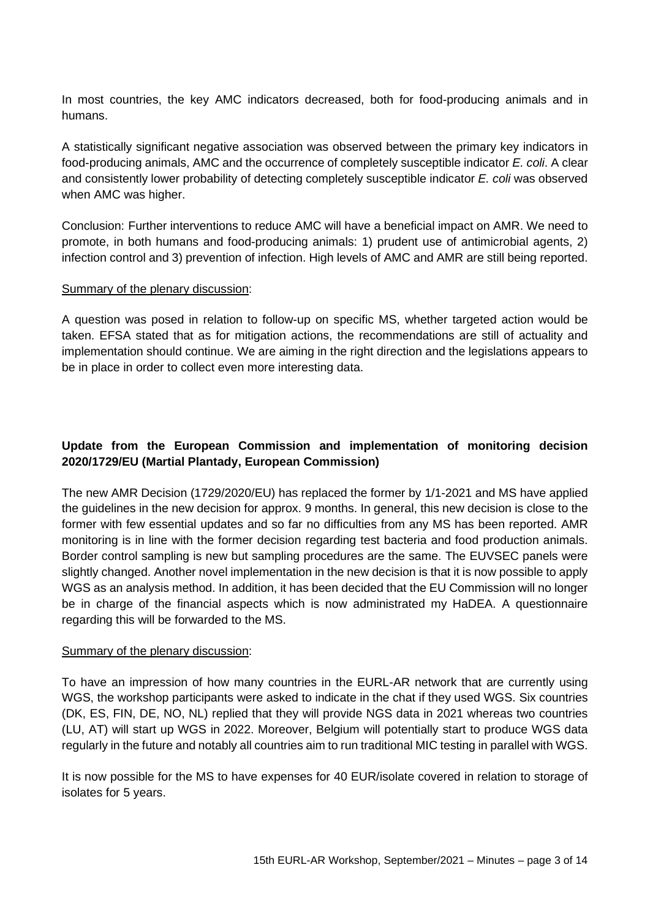In most countries, the key AMC indicators decreased, both for food-producing animals and in humans.

A statistically significant negative association was observed between the primary key indicators in food-producing animals, AMC and the occurrence of completely susceptible indicator *E. coli*. A clear and consistently lower probability of detecting completely susceptible indicator *E. coli* was observed when AMC was higher.

Conclusion: Further interventions to reduce AMC will have a beneficial impact on AMR. We need to promote, in both humans and food-producing animals: 1) prudent use of antimicrobial agents, 2) infection control and 3) prevention of infection. High levels of AMC and AMR are still being reported.

Summary of the plenary discussion:

A question was posed in relation to follow-up on specific MS, whether targeted action would be taken. EFSA stated that as for mitigation actions, the recommendations are still of actuality and implementation should continue. We are aiming in the right direction and the legislations appears to be in place in order to collect even more interesting data.

**Update from the European Commission and implementation of monitoring decision 2020/1729/EU (Martial Plantady, European Commission)**

The new AMR Decision (1729/2020/EU) has replaced the former by 1/1-2021 and MS have applied the guidelines in the new decision for approx. 9 months. In general, this new decision is close to the former with few essential updates and so far no difficulties from any MS has been reported. AMR monitoring is in line with the former decision regarding test bacteria and food production animals. Border control sampling is new but sampling procedures are the same. The EUVSEC panels were slightly changed. Another novel implementation in the new decision is that it is now possible to apply WGS as an analysis method. In addition, it has been decided that the EU Commission will no longer be in charge of the financial aspects which is now administrated my HaDEA. A questionnaire regarding this will be forwarded to the MS.

Summary of the plenary discussion:

To have an impression of how many countries in the EURL-AR network that are currently using WGS, the workshop participants were asked to indicate in the chat if they used WGS. Six countries (DK, ES, FIN, DE, NO, NL) replied that they will provide NGS data in 2021 whereas two countries (LU, AT) will start up WGS in 2022. Moreover, Belgium will potentially start to produce WGS data regularly in the future and notably all countries aim to run traditional MIC testing in parallel with WGS.

It is now possible for the MS to have expenses for 40 EUR/isolate covered in relation to storage of isolates for 5 years.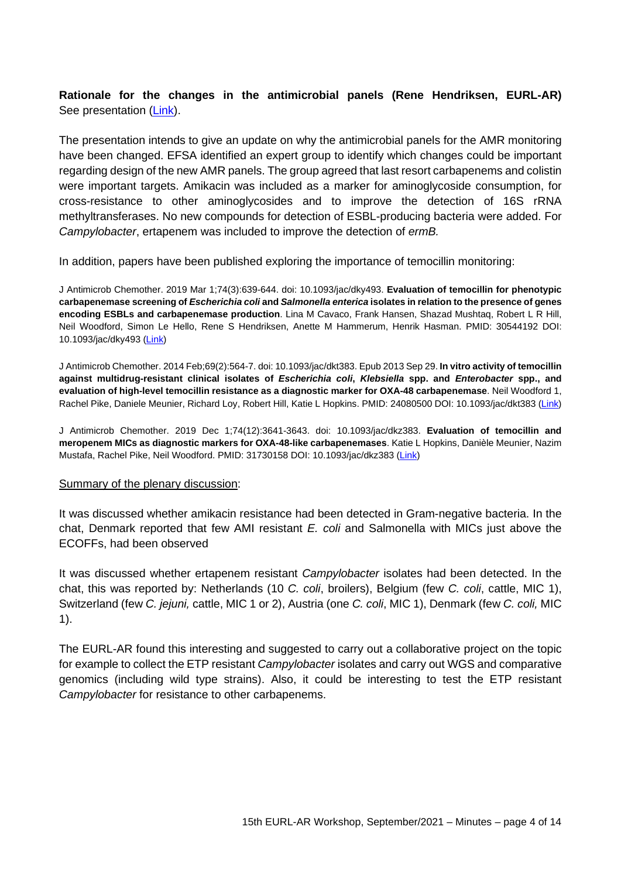**Rationale for the changes in the antimicrobial panels (Rene Hendriksen, EURL-AR)**
See presentation ([Link](Link)).

The presentation intends to give an update on why the antimicrobial panels for the AMR monitoring have been changed. EFSA identified an expert group to identify which changes could be important regarding design of the new AMR panels. The group agreed that last resort carbapenems and colistin were important targets. Amikacin was included as a marker for aminoglycoside consumption, for cross-resistance to other aminoglycosides and to improve the detection of 16S rRNA methyltransferases. No new compounds for detection of ESBL-producing bacteria were added. For *Campylobacter*, ertapenem was included to improve the detection of *ermB.*

In addition, papers have been published exploring the importance of temocillin monitoring:

J Antimicrob Chemother. 2019 Mar 1;74(3):639-644. doi: 10.1093/jac/dky493. **Evaluation of temocillin for phenotypic carbapenemase screening of *Escherichia coli* and *Salmonella enterica* isolates in relation to the presence of genes encoding ESBLs and carbapenemase production**. Lina M Cavaco, Frank Hansen, Shazad Mushtaq, Robert L R Hill, Neil Woodford, Simon Le Hello, Rene S Hendriksen, Anette M Hammerum, Henrik Hasman. PMID: 30544192 DOI: 10.1093/jac/dky493 ([Link](Link))

J Antimicrob Chemother. 2014 Feb;69(2):564-7. doi: 10.1093/jac/dkt383. Epub 2013 Sep 29. **In vitro activity of temocillin against multidrug-resistant clinical isolates of *Escherichia coli*, *Klebsiella* spp. and *Enterobacter* spp., and evaluation of high-level temocillin resistance as a diagnostic marker for OXA-48 carbapenemase**. Neil Woodford 1, Rachel Pike, Daniele Meunier, Richard Loy, Robert Hill, Katie L Hopkins. PMID: 24080500 DOI: 10.1093/jac/dkt383 ([Link](Link))

J Antimicrob Chemother. 2019 Dec 1;74(12):3641-3643. doi: 10.1093/jac/dkz383. **Evaluation of temocillin and meropenem MICs as diagnostic markers for OXA-48-like carbapenemases**. Katie L Hopkins, Danièle Meunier, Nazim Mustafa, Rachel Pike, Neil Woodford. PMID: 31730158 DOI: 10.1093/jac/dkz383 ([Link](Link))

Summary of the plenary discussion:

It was discussed whether amikacin resistance had been detected in Gram-negative bacteria. In the chat, Denmark reported that few AMI resistant *E. coli* and Salmonella with MICs just above the ECOFFs, had been observed

It was discussed whether ertapenem resistant *Campylobacter* isolates had been detected. In the chat, this was reported by: Netherlands (10 *C. coli*, broilers), Belgium (few *C. coli*, cattle, MIC 1), Switzerland (few *C. jejuni,* cattle, MIC 1 or 2), Austria (one *C. coli*, MIC 1), Denmark (few *C. coli,* MIC 1).

The EURL-AR found this interesting and suggested to carry out a collaborative project on the topic for example to collect the ETP resistant *Campylobacter* isolates and carry out WGS and comparative genomics (including wild type strains). Also, it could be interesting to test the ETP resistant *Campylobacter* for resistance to other carbapenems.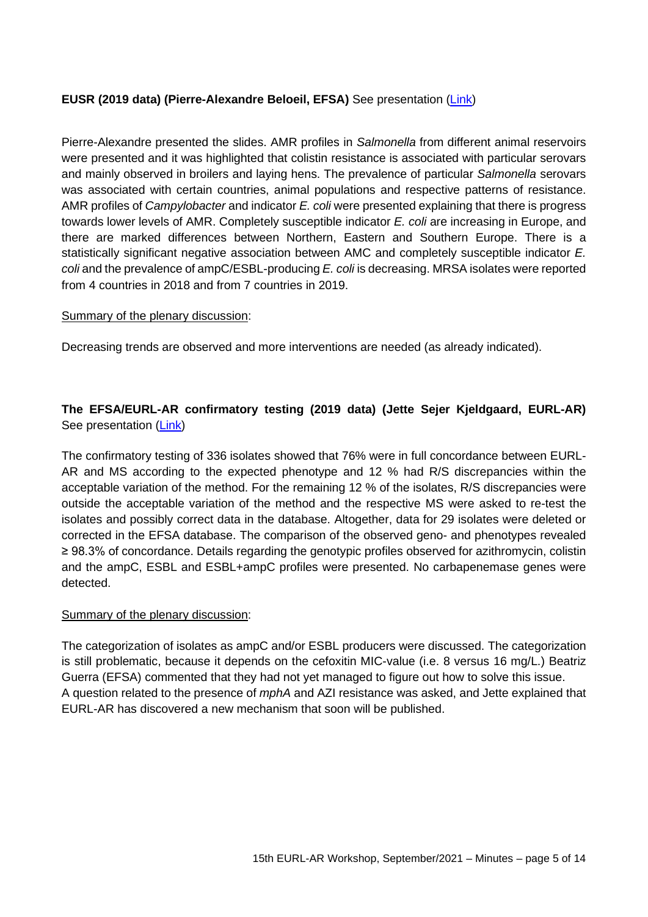**EUSR (2019 data) (Pierre-Alexandre Beloeil, EFSA)** See presentation ([Link](Link))

Pierre-Alexandre presented the slides. AMR profiles in *Salmonella* from different animal reservoirs were presented and it was highlighted that colistin resistance is associated with particular serovars and mainly observed in broilers and laying hens. The prevalence of particular *Salmonella* serovars was associated with certain countries, animal populations and respective patterns of resistance. AMR profiles of *Campylobacter* and indicator *E. coli* were presented explaining that there is progress towards lower levels of AMR. Completely susceptible indicator *E. coli* are increasing in Europe, and there are marked differences between Northern, Eastern and Southern Europe. There is a statistically significant negative association between AMC and completely susceptible indicator *E. coli* and the prevalence of ampC/ESBL-producing *E. coli* is decreasing. MRSA isolates were reported from 4 countries in 2018 and from 7 countries in 2019.

Summary of the plenary discussion:

Decreasing trends are observed and more interventions are needed (as already indicated).

**The EFSA/EURL-AR confirmatory testing (2019 data) (Jette Sejer Kjeldgaard, EURL-AR)** See presentation ([Link](Link))

The confirmatory testing of 336 isolates showed that 76% were in full concordance between EURL-AR and MS according to the expected phenotype and 12 % had R/S discrepancies within the acceptable variation of the method. For the remaining 12 % of the isolates, R/S discrepancies were outside the acceptable variation of the method and the respective MS were asked to re-test the isolates and possibly correct data in the database. Altogether, data for 29 isolates were deleted or corrected in the EFSA database. The comparison of the observed geno- and phenotypes revealed ≥ 98.3% of concordance. Details regarding the genotypic profiles observed for azithromycin, colistin and the ampC, ESBL and ESBL+ampC profiles were presented. No carbapenemase genes were detected.

Summary of the plenary discussion:

The categorization of isolates as ampC and/or ESBL producers were discussed. The categorization is still problematic, because it depends on the cefoxitin MIC-value (i.e. 8 versus 16 mg/L.) Beatriz Guerra (EFSA) commented that they had not yet managed to figure out how to solve this issue.
A question related to the presence of *mphA* and AZI resistance was asked, and Jette explained that EURL-AR has discovered a new mechanism that soon will be published.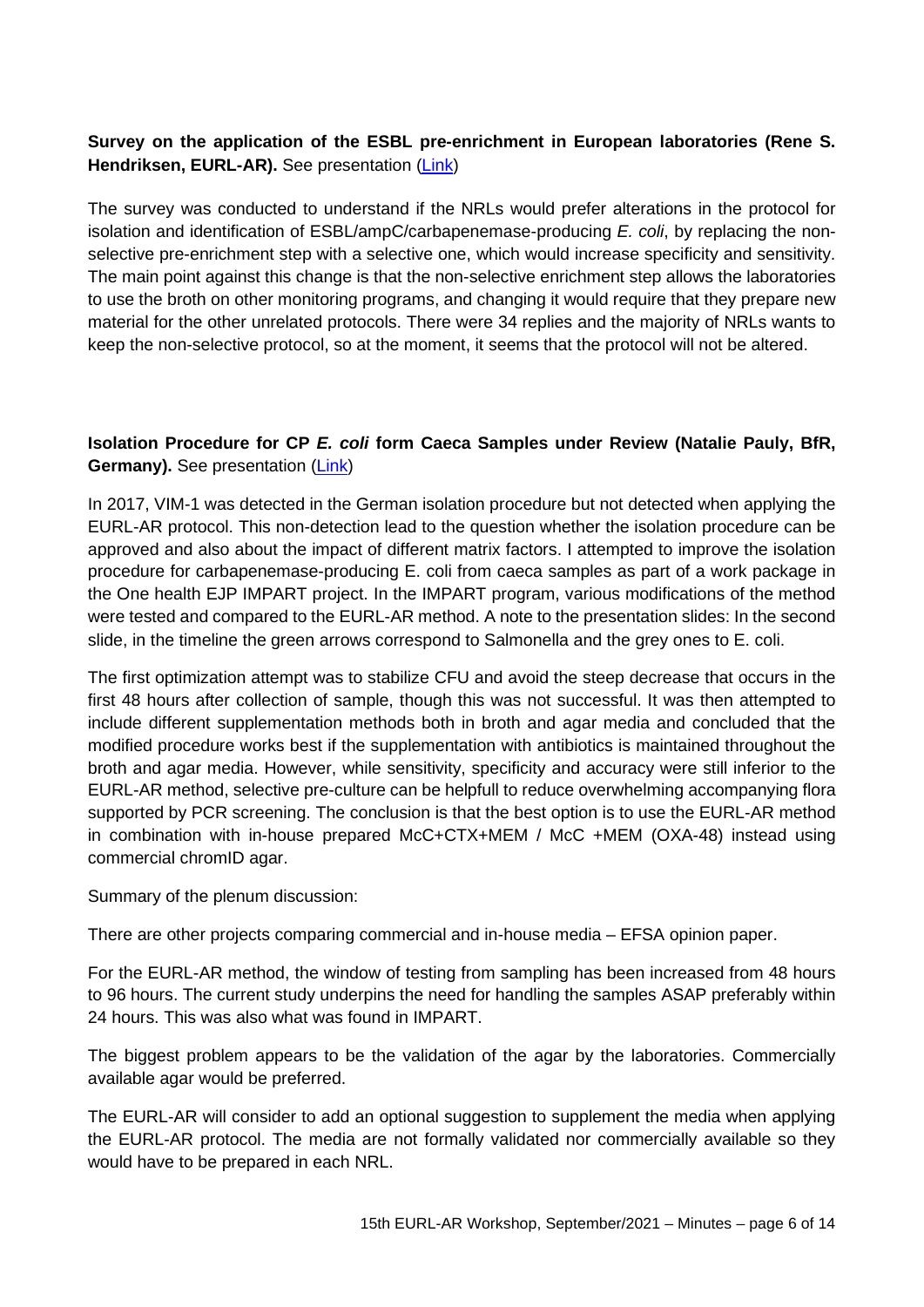**Survey on the application of the ESBL pre-enrichment in European laboratories (Rene S. Hendriksen, EURL-AR).** See presentation ([Link](Link))

The survey was conducted to understand if the NRLs would prefer alterations in the protocol for isolation and identification of ESBL/ampC/carbapenemase-producing *E. coli*, by replacing the non-selective pre-enrichment step with a selective one, which would increase specificity and sensitivity. The main point against this change is that the non-selective enrichment step allows the laboratories to use the broth on other monitoring programs, and changing it would require that they prepare new material for the other unrelated protocols. There were 34 replies and the majority of NRLs wants to keep the non-selective protocol, so at the moment, it seems that the protocol will not be altered.

**Isolation Procedure for CP *E. coli* form Caeca Samples under Review (Natalie Pauly, BfR, Germany).** See presentation ([Link](Link))

In 2017, VIM-1 was detected in the German isolation procedure but not detected when applying the EURL-AR protocol. This non-detection lead to the question whether the isolation procedure can be approved and also about the impact of different matrix factors. I attempted to improve the isolation procedure for carbapenemase-producing E. coli from caeca samples as part of a work package in the One health EJP IMPART project. In the IMPART program, various modifications of the method were tested and compared to the EURL-AR method. A note to the presentation slides: In the second slide, in the timeline the green arrows correspond to Salmonella and the grey ones to E. coli.

The first optimization attempt was to stabilize CFU and avoid the steep decrease that occurs in the first 48 hours after collection of sample, though this was not successful. It was then attempted to include different supplementation methods both in broth and agar media and concluded that the modified procedure works best if the supplementation with antibiotics is maintained throughout the broth and agar media. However, while sensitivity, specificity and accuracy were still inferior to the EURL-AR method, selective pre-culture can be helpfull to reduce overwhelming accompanying flora supported by PCR screening. The conclusion is that the best option is to use the EURL-AR method in combination with in-house prepared McC+CTX+MEM / McC +MEM (OXA-48) instead using commercial chromID agar.

Summary of the plenum discussion:

There are other projects comparing commercial and in-house media – EFSA opinion paper.

For the EURL-AR method, the window of testing from sampling has been increased from 48 hours to 96 hours. The current study underpins the need for handling the samples ASAP preferably within 24 hours. This was also what was found in IMPART.

The biggest problem appears to be the validation of the agar by the laboratories. Commercially available agar would be preferred.

The EURL-AR will consider to add an optional suggestion to supplement the media when applying the EURL-AR protocol. The media are not formally validated nor commercially available so they would have to be prepared in each NRL.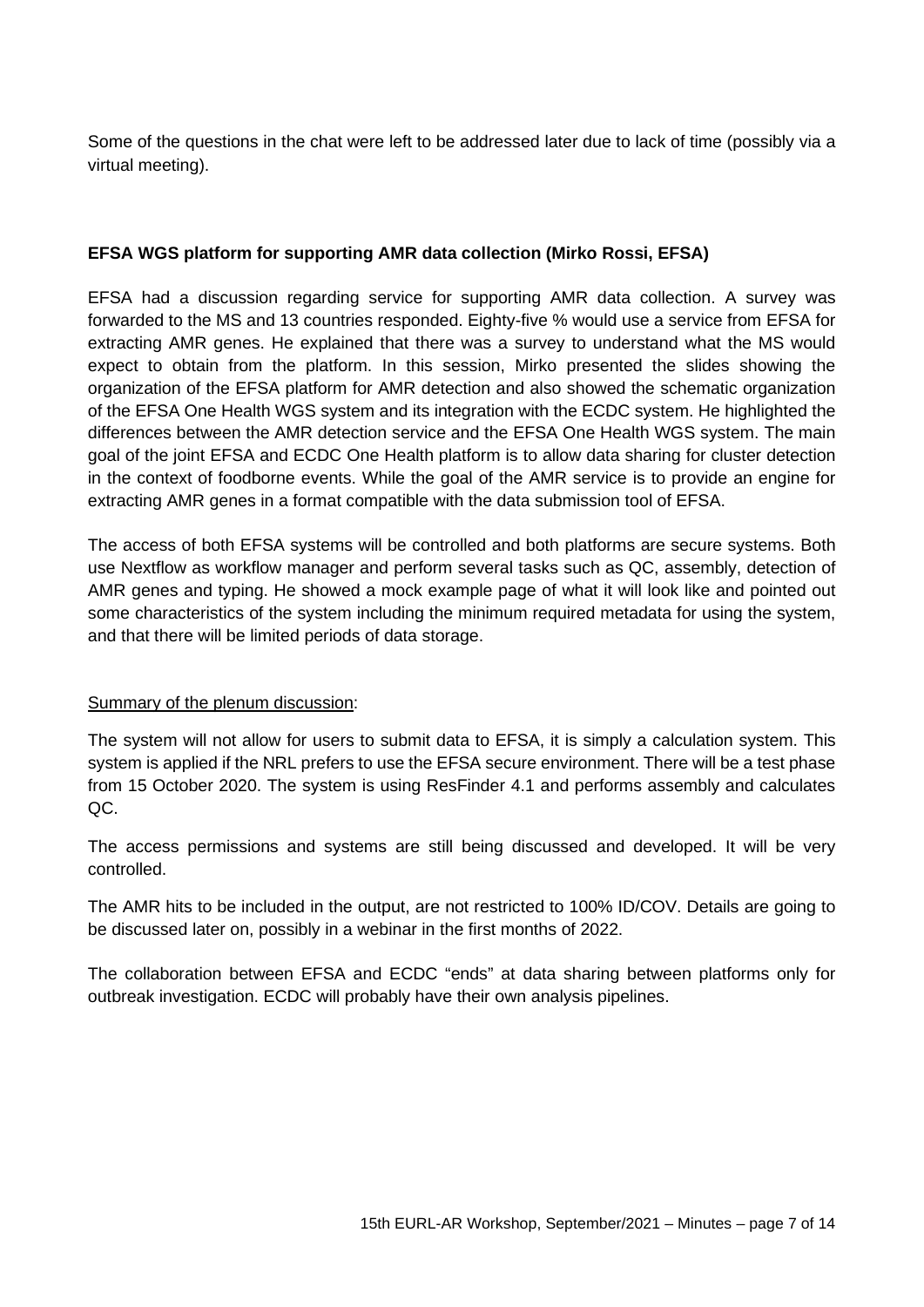Some of the questions in the chat were left to be addressed later due to lack of time (possibly via a virtual meeting).

**EFSA WGS platform for supporting AMR data collection (Mirko Rossi, EFSA)**

EFSA had a discussion regarding service for supporting AMR data collection. A survey was forwarded to the MS and 13 countries responded. Eighty-five % would use a service from EFSA for extracting AMR genes. He explained that there was a survey to understand what the MS would expect to obtain from the platform. In this session, Mirko presented the slides showing the organization of the EFSA platform for AMR detection and also showed the schematic organization of the EFSA One Health WGS system and its integration with the ECDC system. He highlighted the differences between the AMR detection service and the EFSA One Health WGS system. The main goal of the joint EFSA and ECDC One Health platform is to allow data sharing for cluster detection in the context of foodborne events. While the goal of the AMR service is to provide an engine for extracting AMR genes in a format compatible with the data submission tool of EFSA.

The access of both EFSA systems will be controlled and both platforms are secure systems. Both use Nextflow as workflow manager and perform several tasks such as QC, assembly, detection of AMR genes and typing. He showed a mock example page of what it will look like and pointed out some characteristics of the system including the minimum required metadata for using the system, and that there will be limited periods of data storage.

<u>Summary of the plenum discussion</u>:

The system will not allow for users to submit data to EFSA, it is simply a calculation system. This system is applied if the NRL prefers to use the EFSA secure environment. There will be a test phase from 15 October 2020. The system is using ResFinder 4.1 and performs assembly and calculates QC.

The access permissions and systems are still being discussed and developed. It will be very controlled.

The AMR hits to be included in the output, are not restricted to 100% ID/COV. Details are going to be discussed later on, possibly in a webinar in the first months of 2022.

The collaboration between EFSA and ECDC "ends" at data sharing between platforms only for outbreak investigation. ECDC will probably have their own analysis pipelines.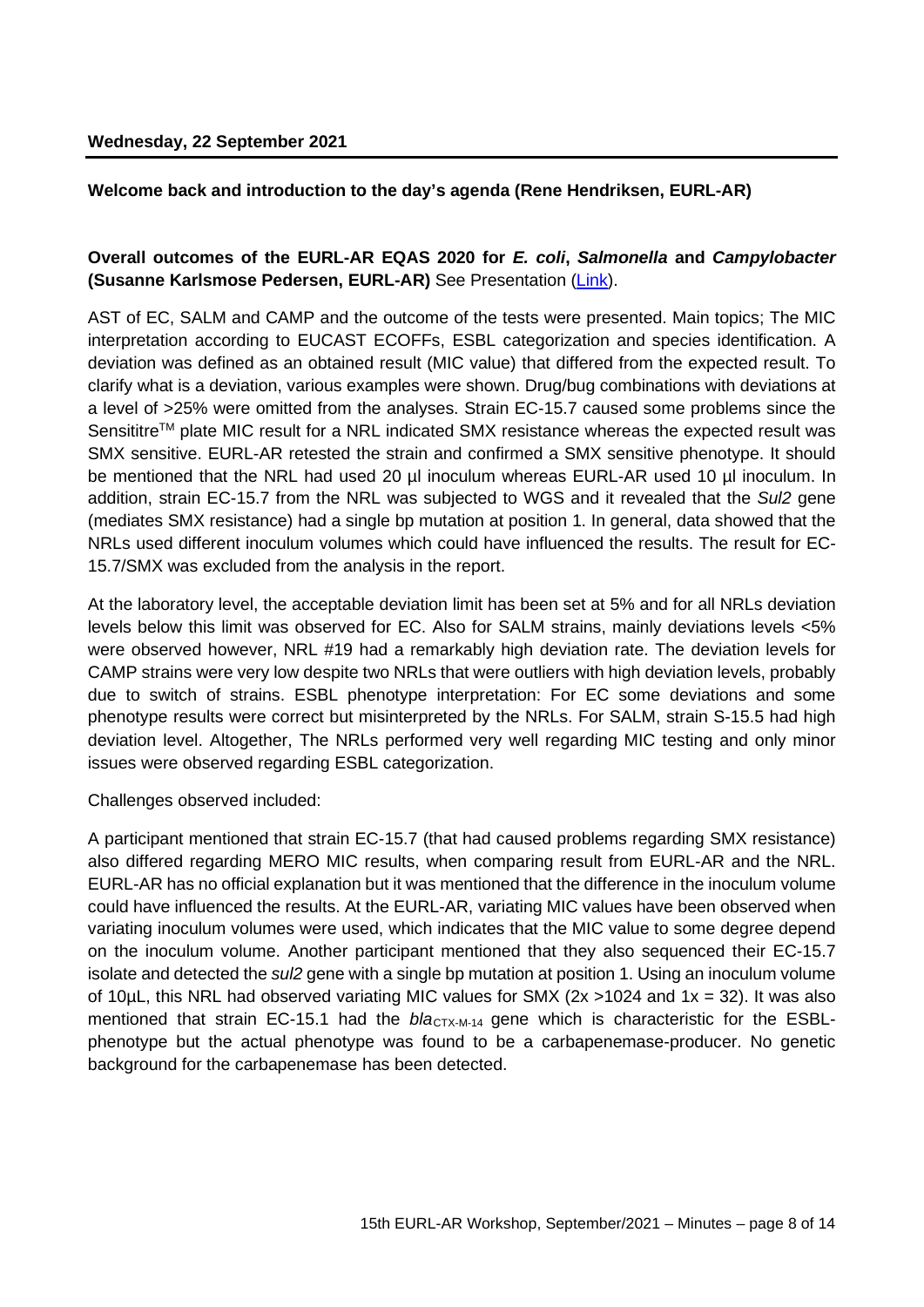**Wednesday, 22 September 2021**

---

**Welcome back and introduction to the day's agenda (Rene Hendriksen, EURL-AR)**

**Overall outcomes of the EURL-AR EQAS 2020 for *E. coli*, *Salmonella* and *Campylobacter* (Susanne Karlsmose Pedersen, EURL-AR)** See Presentation (Link).

AST of EC, SALM and CAMP and the outcome of the tests were presented. Main topics; The MIC interpretation according to EUCAST ECOFFs, ESBL categorization and species identification. A deviation was defined as an obtained result (MIC value) that differed from the expected result. To clarify what is a deviation, various examples were shown. Drug/bug combinations with deviations at a level of >25% were omitted from the analyses. Strain EC-15.7 caused some problems since the Sensititre™ plate MIC result for a NRL indicated SMX resistance whereas the expected result was SMX sensitive. EURL-AR retested the strain and confirmed a SMX sensitive phenotype. It should be mentioned that the NRL had used 20 µl inoculum whereas EURL-AR used 10 µl inoculum. In addition, strain EC-15.7 from the NRL was subjected to WGS and it revealed that the *Sul2* gene (mediates SMX resistance) had a single bp mutation at position 1. In general, data showed that the NRLs used different inoculum volumes which could have influenced the results. The result for EC-15.7/SMX was excluded from the analysis in the report.

At the laboratory level, the acceptable deviation limit has been set at 5% and for all NRLs deviation levels below this limit was observed for EC. Also for SALM strains, mainly deviations levels <5% were observed however, NRL #19 had a remarkably high deviation rate. The deviation levels for CAMP strains were very low despite two NRLs that were outliers with high deviation levels, probably due to switch of strains. ESBL phenotype interpretation: For EC some deviations and some phenotype results were correct but misinterpreted by the NRLs. For SALM, strain S-15.5 had high deviation level. Altogether, The NRLs performed very well regarding MIC testing and only minor issues were observed regarding ESBL categorization.

Challenges observed included:

A participant mentioned that strain EC-15.7 (that had caused problems regarding SMX resistance) also differed regarding MERO MIC results, when comparing result from EURL-AR and the NRL. EURL-AR has no official explanation but it was mentioned that the difference in the inoculum volume could have influenced the results. At the EURL-AR, variating MIC values have been observed when variating inoculum volumes were used, which indicates that the MIC value to some degree depend on the inoculum volume. Another participant mentioned that they also sequenced their EC-15.7 isolate and detected the *sul2* gene with a single bp mutation at position 1. Using an inoculum volume of 10µL, this NRL had observed variating MIC values for SMX (2x >1024 and 1x = 32). It was also mentioned that strain EC-15.1 had the $bla_{CTX\text{-}M\text{-}14}$ gene which is characteristic for the ESBL-phenotype but the actual phenotype was found to be a carbapenemase-producer. No genetic background for the carbapenemase has been detected.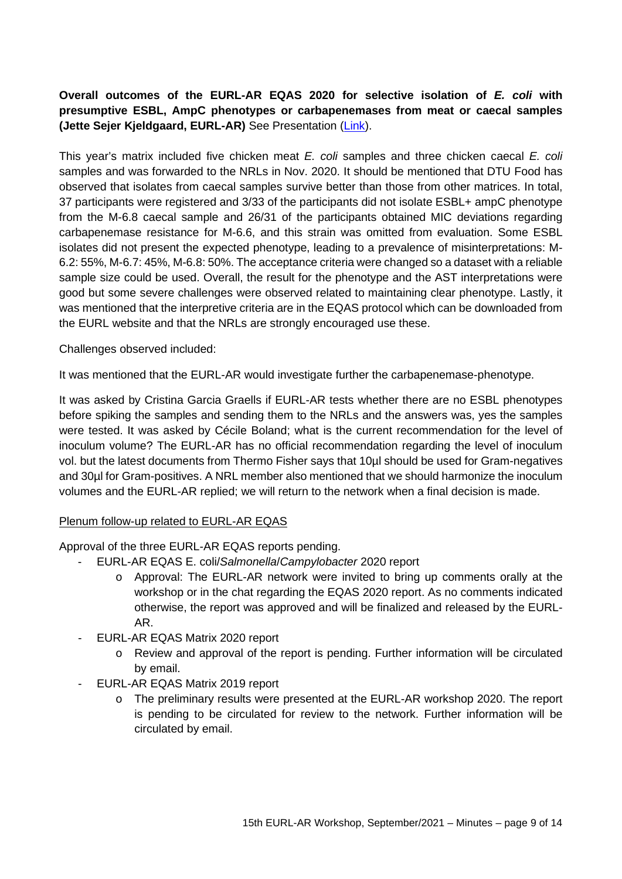**Overall outcomes of the EURL-AR EQAS 2020 for selective isolation of *E. coli* with presumptive ESBL, AmpC phenotypes or carbapenemases from meat or caecal samples (Jette Sejer Kjeldgaard, EURL-AR)** See Presentation (Link).

This year's matrix included five chicken meat *E. coli* samples and three chicken caecal *E. coli* samples and was forwarded to the NRLs in Nov. 2020. It should be mentioned that DTU Food has observed that isolates from caecal samples survive better than those from other matrices. In total, 37 participants were registered and 3/33 of the participants did not isolate ESBL+ ampC phenotype from the M-6.8 caecal sample and 26/31 of the participants obtained MIC deviations regarding carbapenemase resistance for M-6.6, and this strain was omitted from evaluation. Some ESBL isolates did not present the expected phenotype, leading to a prevalence of misinterpretations: M-6.2: 55%, M-6.7: 45%, M-6.8: 50%. The acceptance criteria were changed so a dataset with a reliable sample size could be used. Overall, the result for the phenotype and the AST interpretations were good but some severe challenges were observed related to maintaining clear phenotype. Lastly, it was mentioned that the interpretive criteria are in the EQAS protocol which can be downloaded from the EURL website and that the NRLs are strongly encouraged use these.

Challenges observed included:

It was mentioned that the EURL-AR would investigate further the carbapenemase-phenotype.

It was asked by Cristina Garcia Graells if EURL-AR tests whether there are no ESBL phenotypes before spiking the samples and sending them to the NRLs and the answers was, yes the samples were tested. It was asked by Cécile Boland; what is the current recommendation for the level of inoculum volume? The EURL-AR has no official recommendation regarding the level of inoculum vol. but the latest documents from Thermo Fisher says that 10µl should be used for Gram-negatives and 30µl for Gram-positives. A NRL member also mentioned that we should harmonize the inoculum volumes and the EURL-AR replied; we will return to the network when a final decision is made.

Plenum follow-up related to EURL-AR EQAS

Approval of the three EURL-AR EQAS reports pending.

- EURL-AR EQAS E. coli/*Salmonella*/*Campylobacter* 2020 report
  - Approval: The EURL-AR network were invited to bring up comments orally at the workshop or in the chat regarding the EQAS 2020 report. As no comments indicated otherwise, the report was approved and will be finalized and released by the EURL-AR.
- EURL-AR EQAS Matrix 2020 report
  - Review and approval of the report is pending. Further information will be circulated by email.
- EURL-AR EQAS Matrix 2019 report
  - The preliminary results were presented at the EURL-AR workshop 2020. The report is pending to be circulated for review to the network. Further information will be circulated by email.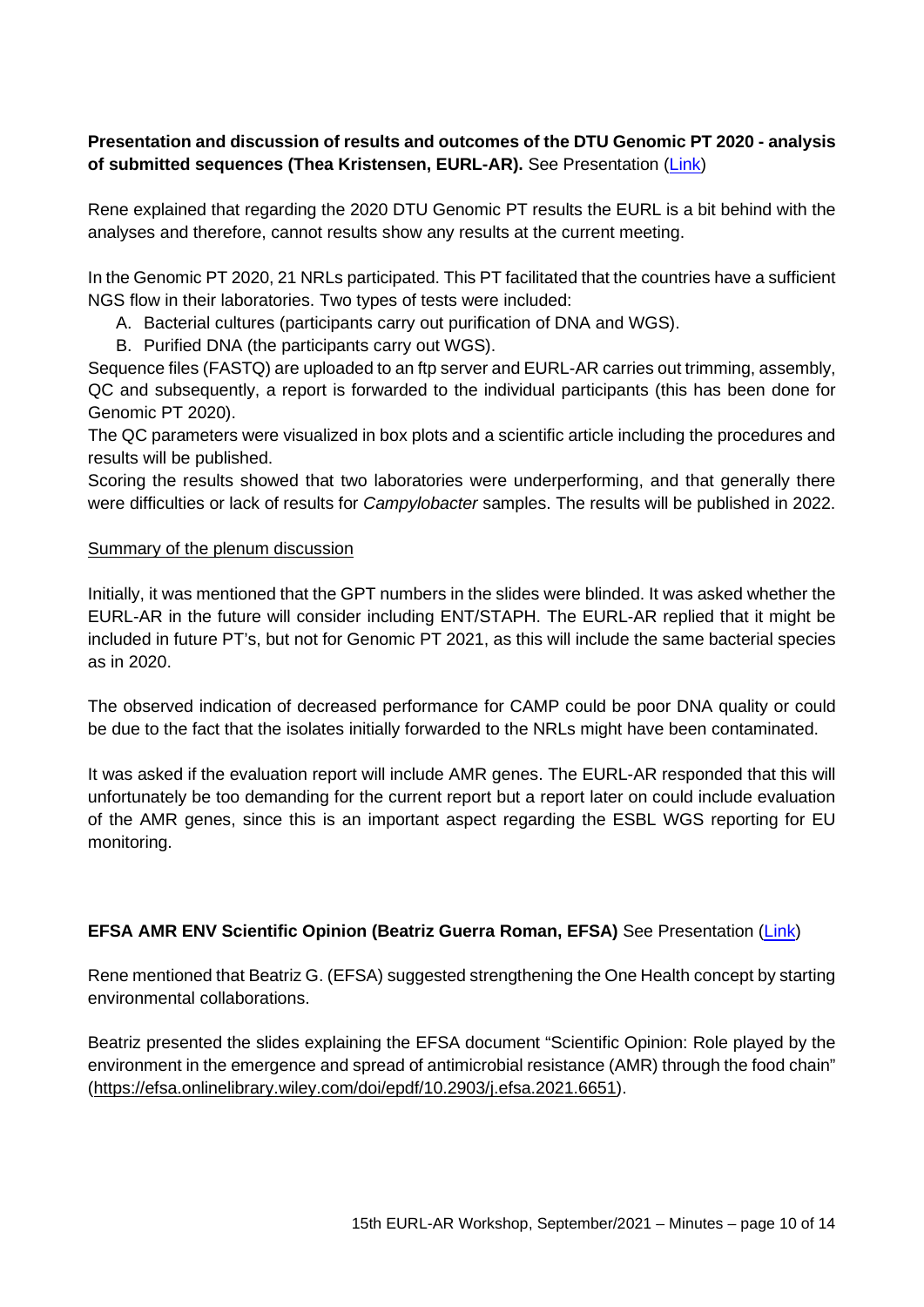**Presentation and discussion of results and outcomes of the DTU Genomic PT 2020 - analysis of submitted sequences (Thea Kristensen, EURL-AR).** See Presentation (Link)

Rene explained that regarding the 2020 DTU Genomic PT results the EURL is a bit behind with the analyses and therefore, cannot results show any results at the current meeting.

In the Genomic PT 2020, 21 NRLs participated. This PT facilitated that the countries have a sufficient NGS flow in their laboratories. Two types of tests were included:

A. Bacterial cultures (participants carry out purification of DNA and WGS).
B. Purified DNA (the participants carry out WGS).

Sequence files (FASTQ) are uploaded to an ftp server and EURL-AR carries out trimming, assembly, QC and subsequently, a report is forwarded to the individual participants (this has been done for Genomic PT 2020).

The QC parameters were visualized in box plots and a scientific article including the procedures and results will be published.

Scoring the results showed that two laboratories were underperforming, and that generally there were difficulties or lack of results for *Campylobacter* samples. The results will be published in 2022.

Summary of the plenum discussion

Initially, it was mentioned that the GPT numbers in the slides were blinded. It was asked whether the EURL-AR in the future will consider including ENT/STAPH. The EURL-AR replied that it might be included in future PT's, but not for Genomic PT 2021, as this will include the same bacterial species as in 2020.

The observed indication of decreased performance for CAMP could be poor DNA quality or could be due to the fact that the isolates initially forwarded to the NRLs might have been contaminated.

It was asked if the evaluation report will include AMR genes. The EURL-AR responded that this will unfortunately be too demanding for the current report but a report later on could include evaluation of the AMR genes, since this is an important aspect regarding the ESBL WGS reporting for EU monitoring.

**EFSA AMR ENV Scientific Opinion (Beatriz Guerra Roman, EFSA)** See Presentation (Link)

Rene mentioned that Beatriz G. (EFSA) suggested strengthening the One Health concept by starting environmental collaborations.

Beatriz presented the slides explaining the EFSA document "Scientific Opinion: Role played by the environment in the emergence and spread of antimicrobial resistance (AMR) through the food chain" (https://efsa.onlinelibrary.wiley.com/doi/epdf/10.2903/j.efsa.2021.6651).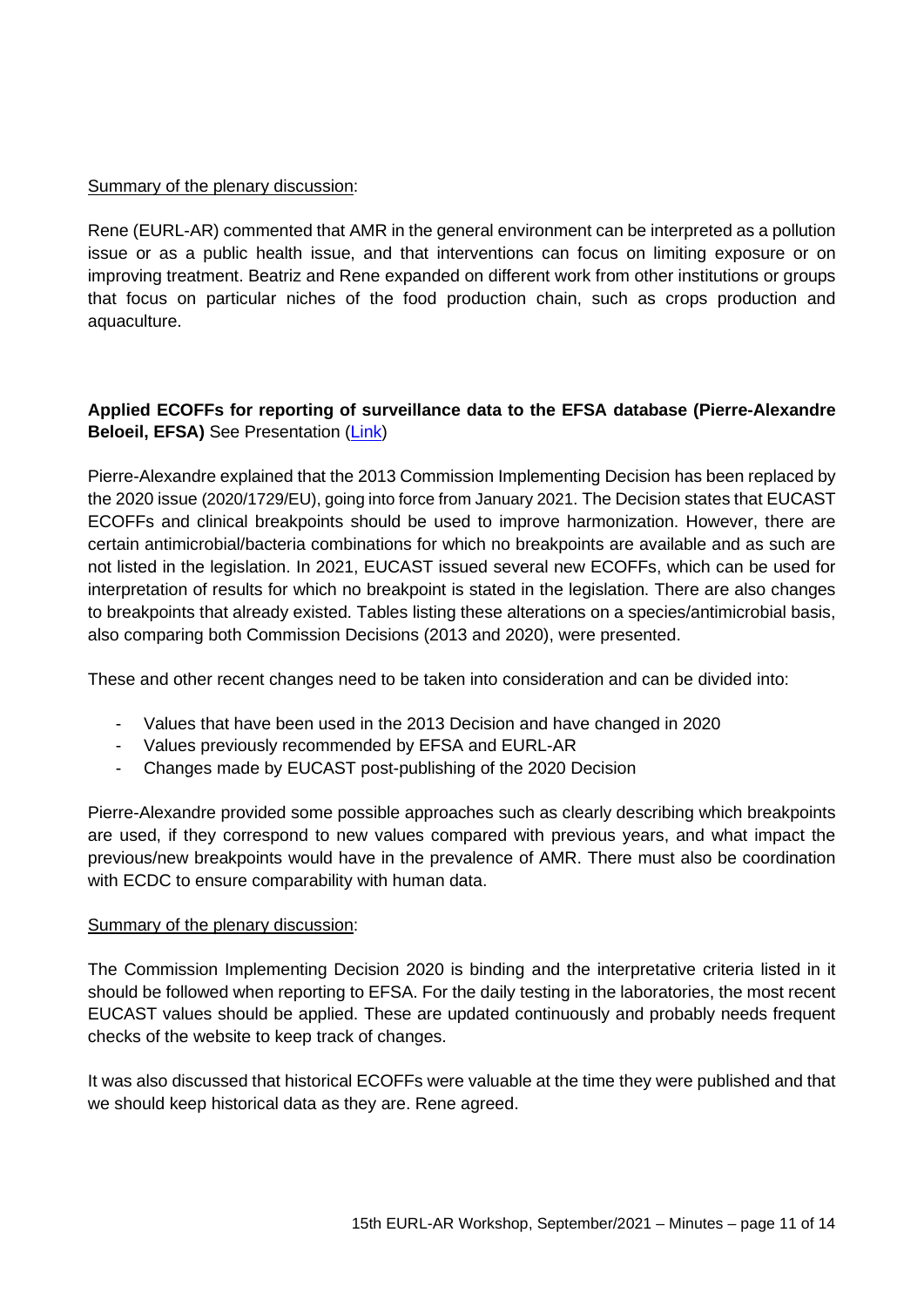Summary of the plenary discussion:

Rene (EURL-AR) commented that AMR in the general environment can be interpreted as a pollution issue or as a public health issue, and that interventions can focus on limiting exposure or on improving treatment. Beatriz and Rene expanded on different work from other institutions or groups that focus on particular niches of the food production chain, such as crops production and aquaculture.

**Applied ECOFFs for reporting of surveillance data to the EFSA database (Pierre-Alexandre Beloeil, EFSA)** See Presentation (Link)

Pierre-Alexandre explained that the 2013 Commission Implementing Decision has been replaced by the 2020 issue (2020/1729/EU), going into force from January 2021. The Decision states that EUCAST ECOFFs and clinical breakpoints should be used to improve harmonization. However, there are certain antimicrobial/bacteria combinations for which no breakpoints are available and as such are not listed in the legislation. In 2021, EUCAST issued several new ECOFFs, which can be used for interpretation of results for which no breakpoint is stated in the legislation. There are also changes to breakpoints that already existed. Tables listing these alterations on a species/antimicrobial basis, also comparing both Commission Decisions (2013 and 2020), were presented.

These and other recent changes need to be taken into consideration and can be divided into:

- Values that have been used in the 2013 Decision and have changed in 2020
- Values previously recommended by EFSA and EURL-AR
- Changes made by EUCAST post-publishing of the 2020 Decision

Pierre-Alexandre provided some possible approaches such as clearly describing which breakpoints are used, if they correspond to new values compared with previous years, and what impact the previous/new breakpoints would have in the prevalence of AMR. There must also be coordination with ECDC to ensure comparability with human data.

Summary of the plenary discussion:

The Commission Implementing Decision 2020 is binding and the interpretative criteria listed in it should be followed when reporting to EFSA. For the daily testing in the laboratories, the most recent EUCAST values should be applied. These are updated continuously and probably needs frequent checks of the website to keep track of changes.

It was also discussed that historical ECOFFs were valuable at the time they were published and that we should keep historical data as they are. Rene agreed.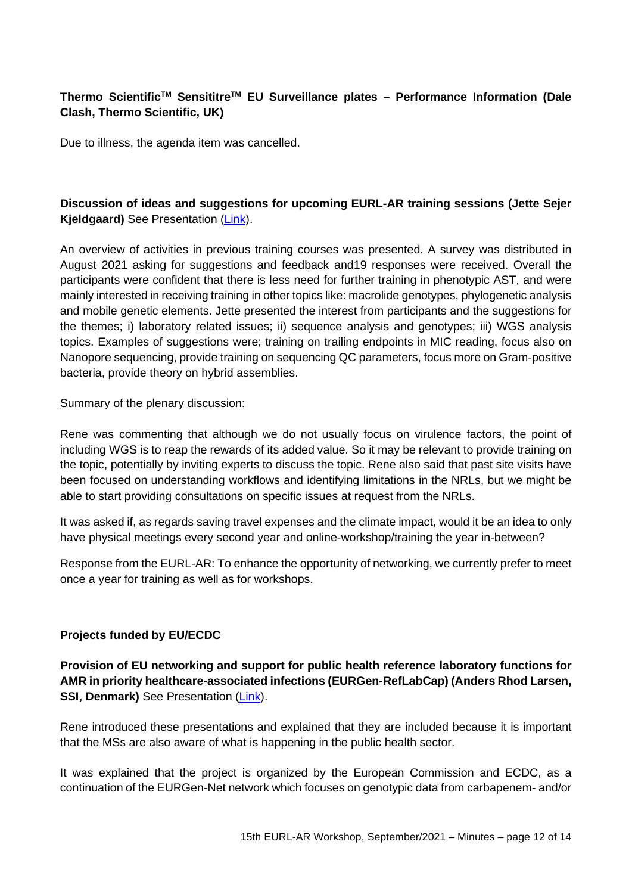**Thermo Scientific™ Sensititre™ EU Surveillance plates – Performance Information (Dale Clash, Thermo Scientific, UK)**

Due to illness, the agenda item was cancelled.

**Discussion of ideas and suggestions for upcoming EURL-AR training sessions (Jette Sejer Kjeldgaard)** See Presentation (Link).

An overview of activities in previous training courses was presented. A survey was distributed in August 2021 asking for suggestions and feedback and19 responses were received. Overall the participants were confident that there is less need for further training in phenotypic AST, and were mainly interested in receiving training in other topics like: macrolide genotypes, phylogenetic analysis and mobile genetic elements. Jette presented the interest from participants and the suggestions for the themes; i) laboratory related issues; ii) sequence analysis and genotypes; iii) WGS analysis topics. Examples of suggestions were; training on trailing endpoints in MIC reading, focus also on Nanopore sequencing, provide training on sequencing QC parameters, focus more on Gram-positive bacteria, provide theory on hybrid assemblies.

Summary of the plenary discussion:

Rene was commenting that although we do not usually focus on virulence factors, the point of including WGS is to reap the rewards of its added value. So it may be relevant to provide training on the topic, potentially by inviting experts to discuss the topic. Rene also said that past site visits have been focused on understanding workflows and identifying limitations in the NRLs, but we might be able to start providing consultations on specific issues at request from the NRLs.

It was asked if, as regards saving travel expenses and the climate impact, would it be an idea to only have physical meetings every second year and online-workshop/training the year in-between?

Response from the EURL-AR: To enhance the opportunity of networking, we currently prefer to meet once a year for training as well as for workshops.

**Projects funded by EU/ECDC**

**Provision of EU networking and support for public health reference laboratory functions for AMR in priority healthcare-associated infections (EURGen-RefLabCap) (Anders Rhod Larsen, SSI, Denmark)** See Presentation (Link).

Rene introduced these presentations and explained that they are included because it is important that the MSs are also aware of what is happening in the public health sector.

It was explained that the project is organized by the European Commission and ECDC, as a continuation of the EURGen-Net network which focuses on genotypic data from carbapenem- and/or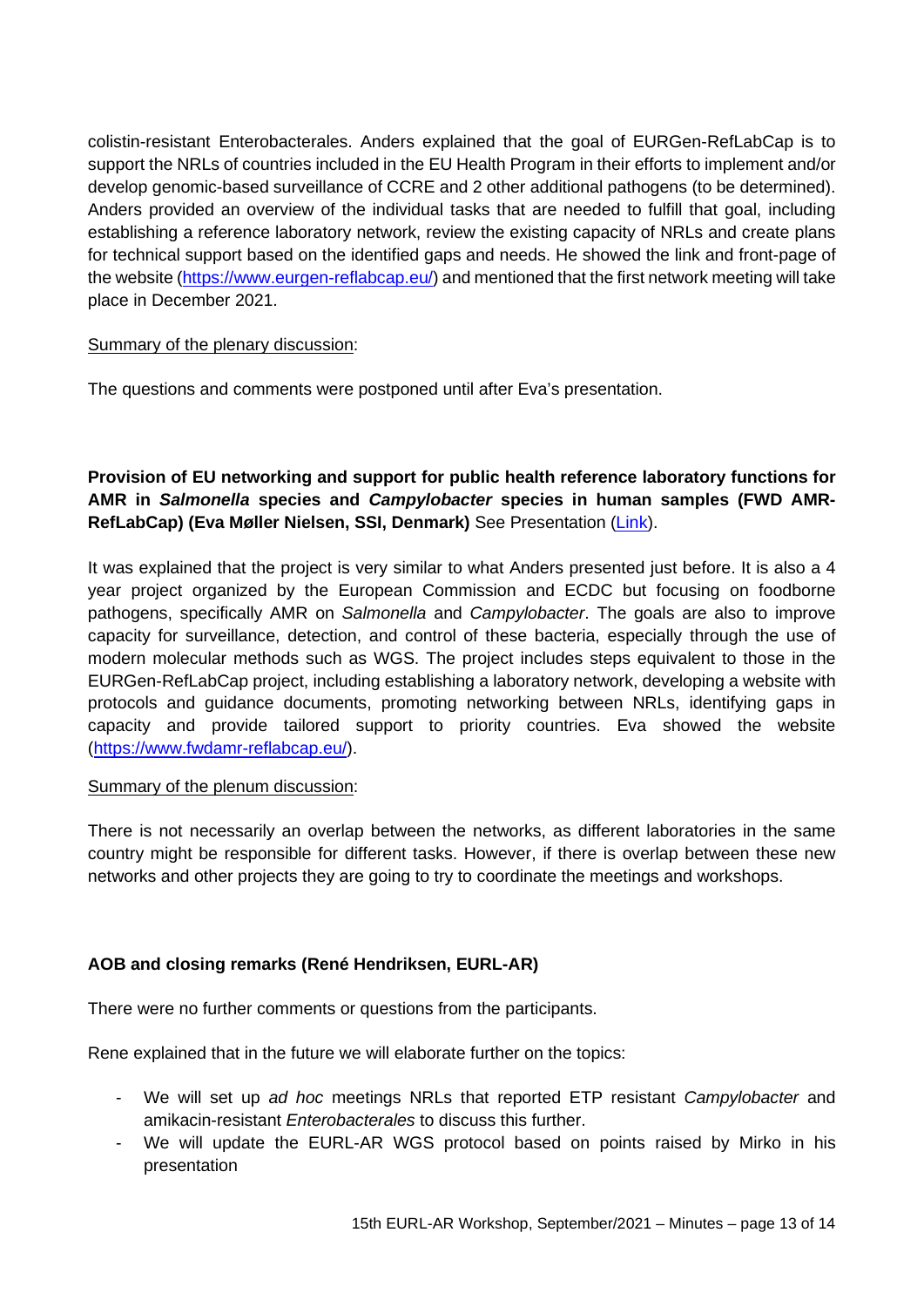colistin-resistant Enterobacterales. Anders explained that the goal of EURGen-RefLabCap is to support the NRLs of countries included in the EU Health Program in their efforts to implement and/or develop genomic-based surveillance of CCRE and 2 other additional pathogens (to be determined). Anders provided an overview of the individual tasks that are needed to fulfill that goal, including establishing a reference laboratory network, review the existing capacity of NRLs and create plans for technical support based on the identified gaps and needs. He showed the link and front-page of the website (https://www.eurgen-reflabcap.eu/) and mentioned that the first network meeting will take place in December 2021.

Summary of the plenary discussion:

The questions and comments were postponed until after Eva's presentation.

**Provision of EU networking and support for public health reference laboratory functions for AMR in *Salmonella* species and *Campylobacter* species in human samples (FWD AMR-RefLabCap) (Eva Møller Nielsen, SSI, Denmark)** See Presentation (Link).

It was explained that the project is very similar to what Anders presented just before. It is also a 4 year project organized by the European Commission and ECDC but focusing on foodborne pathogens, specifically AMR on *Salmonella* and *Campylobacter*. The goals are also to improve capacity for surveillance, detection, and control of these bacteria, especially through the use of modern molecular methods such as WGS. The project includes steps equivalent to those in the EURGen-RefLabCap project, including establishing a laboratory network, developing a website with protocols and guidance documents, promoting networking between NRLs, identifying gaps in capacity and provide tailored support to priority countries. Eva showed the website (https://www.fwdamr-reflabcap.eu/).

Summary of the plenum discussion:

There is not necessarily an overlap between the networks, as different laboratories in the same country might be responsible for different tasks. However, if there is overlap between these new networks and other projects they are going to try to coordinate the meetings and workshops.

**AOB and closing remarks (René Hendriksen, EURL-AR)**

There were no further comments or questions from the participants.

Rene explained that in the future we will elaborate further on the topics:

- We will set up *ad hoc* meetings NRLs that reported ETP resistant *Campylobacter* and amikacin-resistant *Enterobacterales* to discuss this further.
- We will update the EURL-AR WGS protocol based on points raised by Mirko in his presentation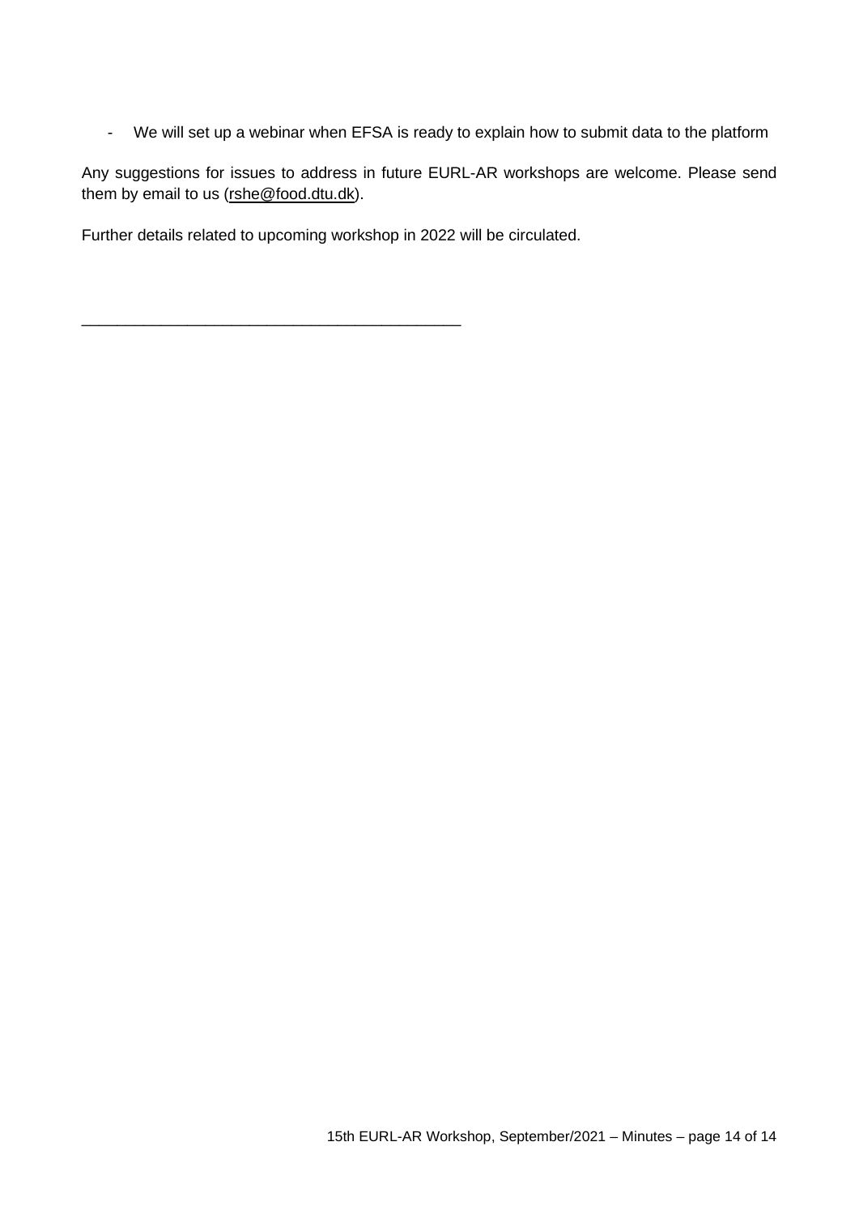- We will set up a webinar when EFSA is ready to explain how to submit data to the platform

Any suggestions for issues to address in future EURL-AR workshops are welcome. Please send them by email to us (rshe@food.dtu.dk).

Further details related to upcoming workshop in 2022 will be circulated.

---